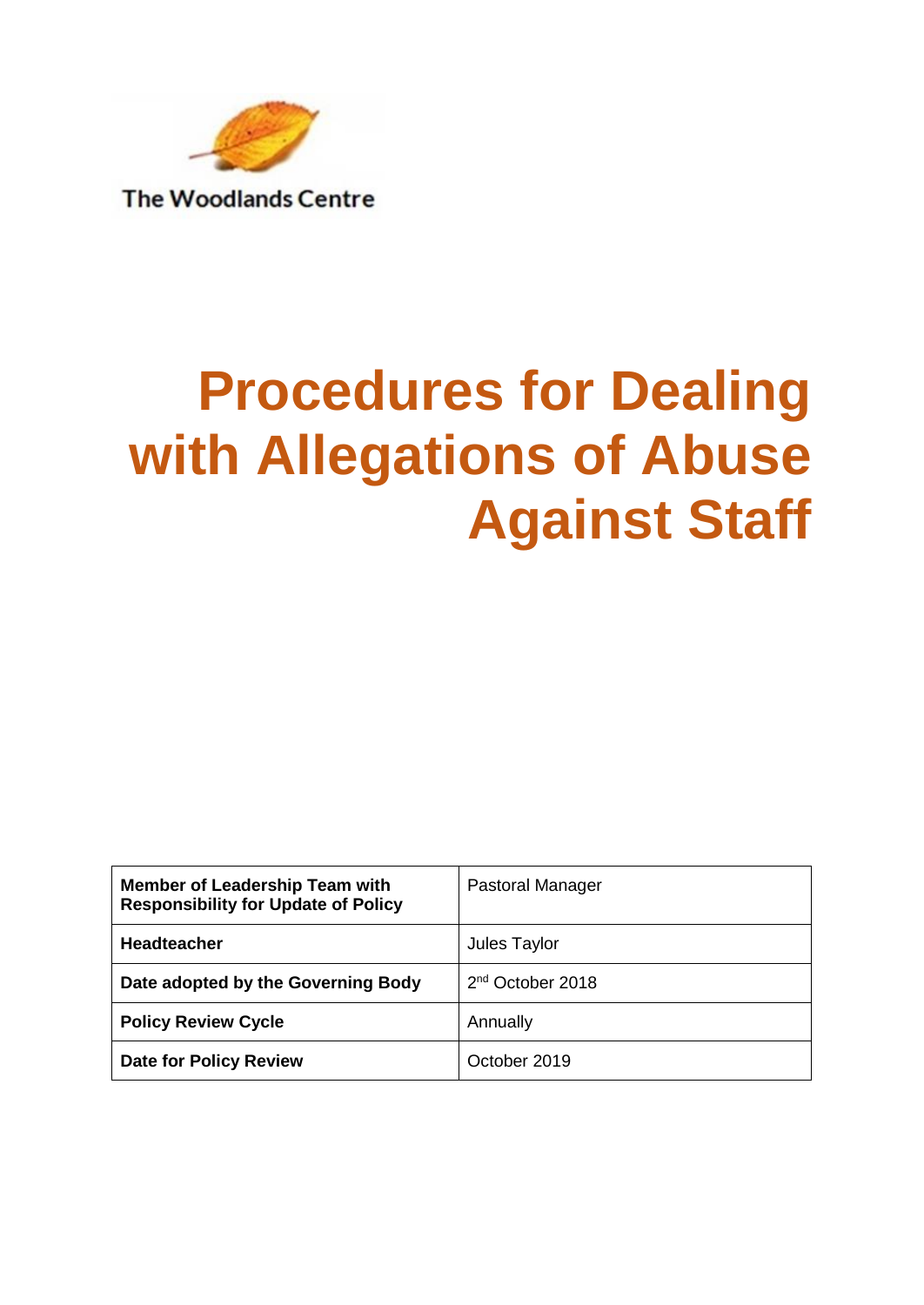The Woodlands Centre

# Procedures for Dealing with Allegations of Abuse Against Staff

| **Member of Leadership Team with Responsibility for Update of Policy** | Pastoral Manager |
|---|---|
| **Headteacher** | Jules Taylor |
| **Date adopted by the Governing Body** | 2nd October 2018 |
| **Policy Review Cycle** | Annually |
| **Date for Policy Review** | October 2019 |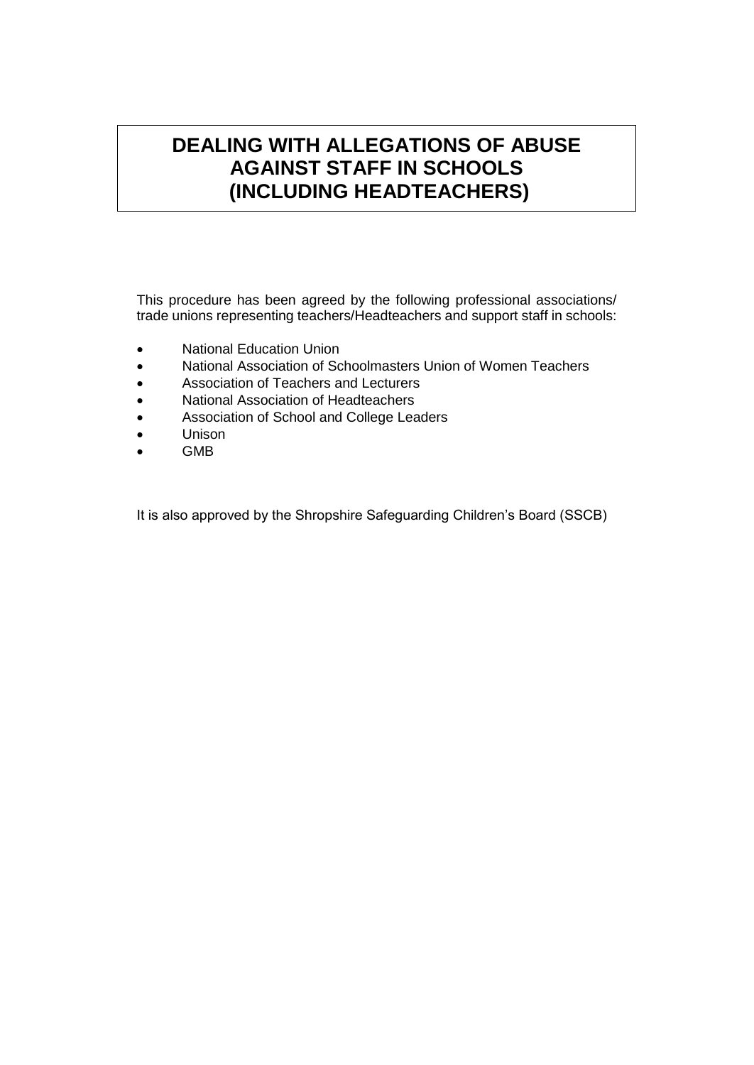# DEALING WITH ALLEGATIONS OF ABUSE AGAINST STAFF IN SCHOOLS (INCLUDING HEADTEACHERS)

This procedure has been agreed by the following professional associations/ trade unions representing teachers/Headteachers and support staff in schools:

- National Education Union
- National Association of Schoolmasters Union of Women Teachers
- Association of Teachers and Lecturers
- National Association of Headteachers
- Association of School and College Leaders
- Unison
- GMB

It is also approved by the Shropshire Safeguarding Children's Board (SSCB)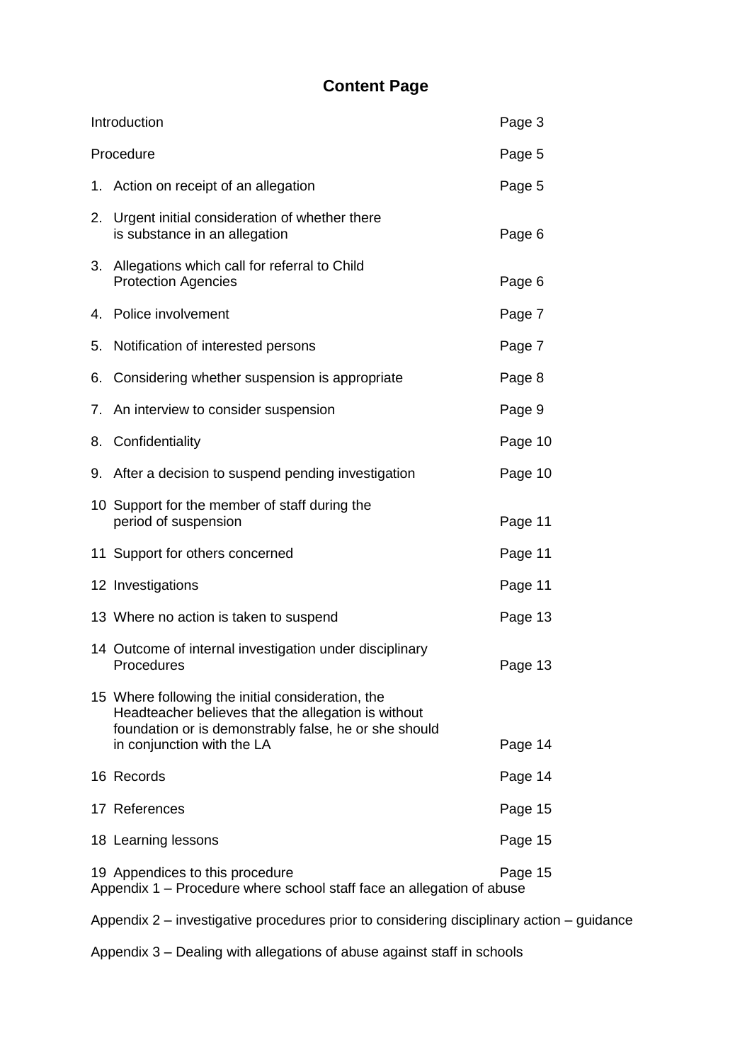# Content Page

| | |
|---|---|
| Introduction | Page 3 |
| Procedure | Page 5 |
| 1. Action on receipt of an allegation | Page 5 |
| 2. Urgent initial consideration of whether there is substance in an allegation | Page 6 |
| 3. Allegations which call for referral to Child Protection Agencies | Page 6 |
| 4. Police involvement | Page 7 |
| 5. Notification of interested persons | Page 7 |
| 6. Considering whether suspension is appropriate | Page 8 |
| 7. An interview to consider suspension | Page 9 |
| 8. Confidentiality | Page 10 |
| 9. After a decision to suspend pending investigation | Page 10 |
| 10 Support for the member of staff during the period of suspension | Page 11 |
| 11 Support for others concerned | Page 11 |
| 12 Investigations | Page 11 |
| 13 Where no action is taken to suspend | Page 13 |
| 14 Outcome of internal investigation under disciplinary Procedures | Page 13 |
| 15 Where following the initial consideration, the Headteacher believes that the allegation is without foundation or is demonstrably false, he or she should in conjunction with the LA | Page 14 |
| 16 Records | Page 14 |
| 17 References | Page 15 |
| 18 Learning lessons | Page 15 |
| 19 Appendices to this procedure | Page 15 |

Appendix 1 – Procedure where school staff face an allegation of abuse

Appendix 2 – investigative procedures prior to considering disciplinary action – guidance

Appendix 3 – Dealing with allegations of abuse against staff in schools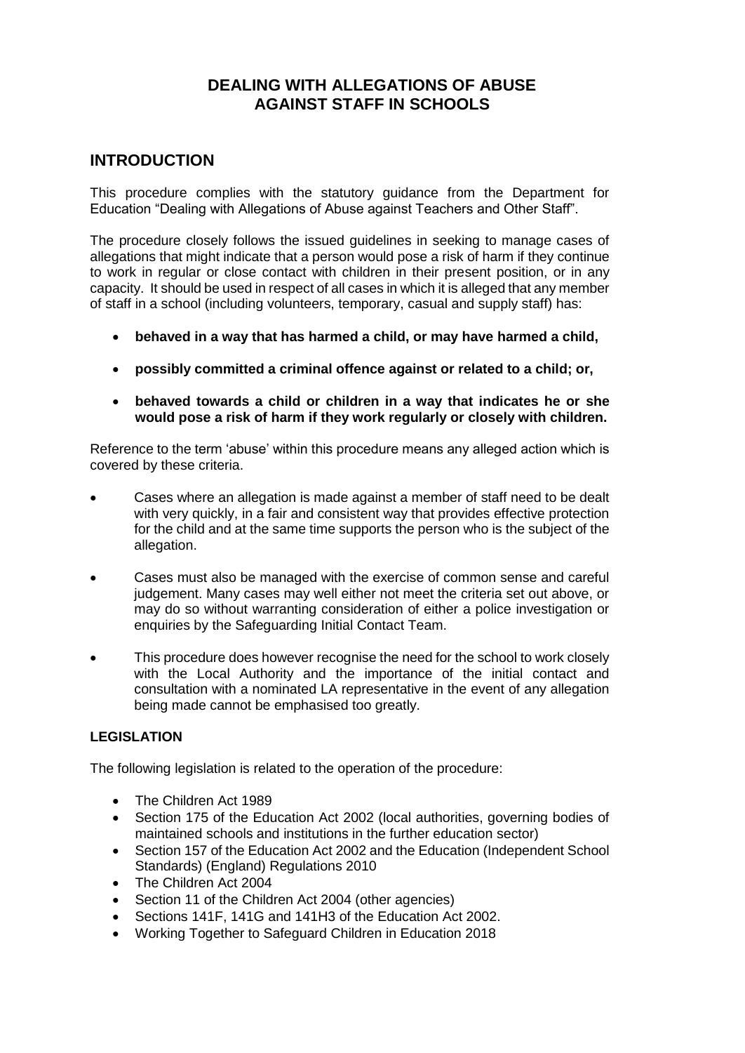# DEALING WITH ALLEGATIONS OF ABUSE AGAINST STAFF IN SCHOOLS

## INTRODUCTION

This procedure complies with the statutory guidance from the Department for Education "Dealing with Allegations of Abuse against Teachers and Other Staff".

The procedure closely follows the issued guidelines in seeking to manage cases of allegations that might indicate that a person would pose a risk of harm if they continue to work in regular or close contact with children in their present position, or in any capacity. It should be used in respect of all cases in which it is alleged that any member of staff in a school (including volunteers, temporary, casual and supply staff) has:

- **behaved in a way that has harmed a child, or may have harmed a child,**
- **possibly committed a criminal offence against or related to a child; or,**
- **behaved towards a child or children in a way that indicates he or she would pose a risk of harm if they work regularly or closely with children.**

Reference to the term 'abuse' within this procedure means any alleged action which is covered by these criteria.

- Cases where an allegation is made against a member of staff need to be dealt with very quickly, in a fair and consistent way that provides effective protection for the child and at the same time supports the person who is the subject of the allegation.
- Cases must also be managed with the exercise of common sense and careful judgement. Many cases may well either not meet the criteria set out above, or may do so without warranting consideration of either a police investigation or enquiries by the Safeguarding Initial Contact Team.
- This procedure does however recognise the need for the school to work closely with the Local Authority and the importance of the initial contact and consultation with a nominated LA representative in the event of any allegation being made cannot be emphasised too greatly.

### LEGISLATION

The following legislation is related to the operation of the procedure:

- The Children Act 1989
- Section 175 of the Education Act 2002 (local authorities, governing bodies of maintained schools and institutions in the further education sector)
- Section 157 of the Education Act 2002 and the Education (Independent School Standards) (England) Regulations 2010
- The Children Act 2004
- Section 11 of the Children Act 2004 (other agencies)
- Sections 141F, 141G and 141H3 of the Education Act 2002.
- Working Together to Safeguard Children in Education 2018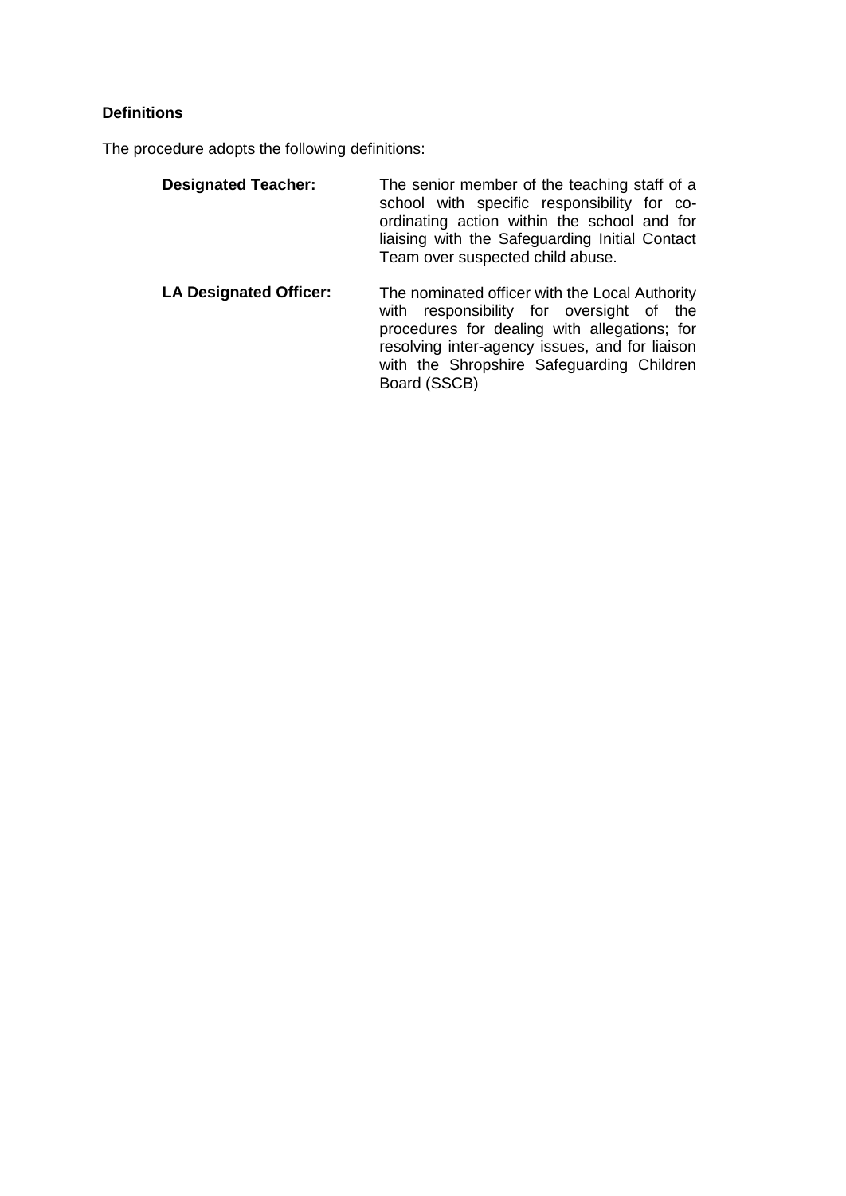**Definitions**

The procedure adopts the following definitions:

**Designated Teacher:** The senior member of the teaching staff of a school with specific responsibility for co-ordinating action within the school and for liaising with the Safeguarding Initial Contact Team over suspected child abuse.

**LA Designated Officer:** The nominated officer with the Local Authority with responsibility for oversight of the procedures for dealing with allegations; for resolving inter-agency issues, and for liaison with the Shropshire Safeguarding Children Board (SSCB)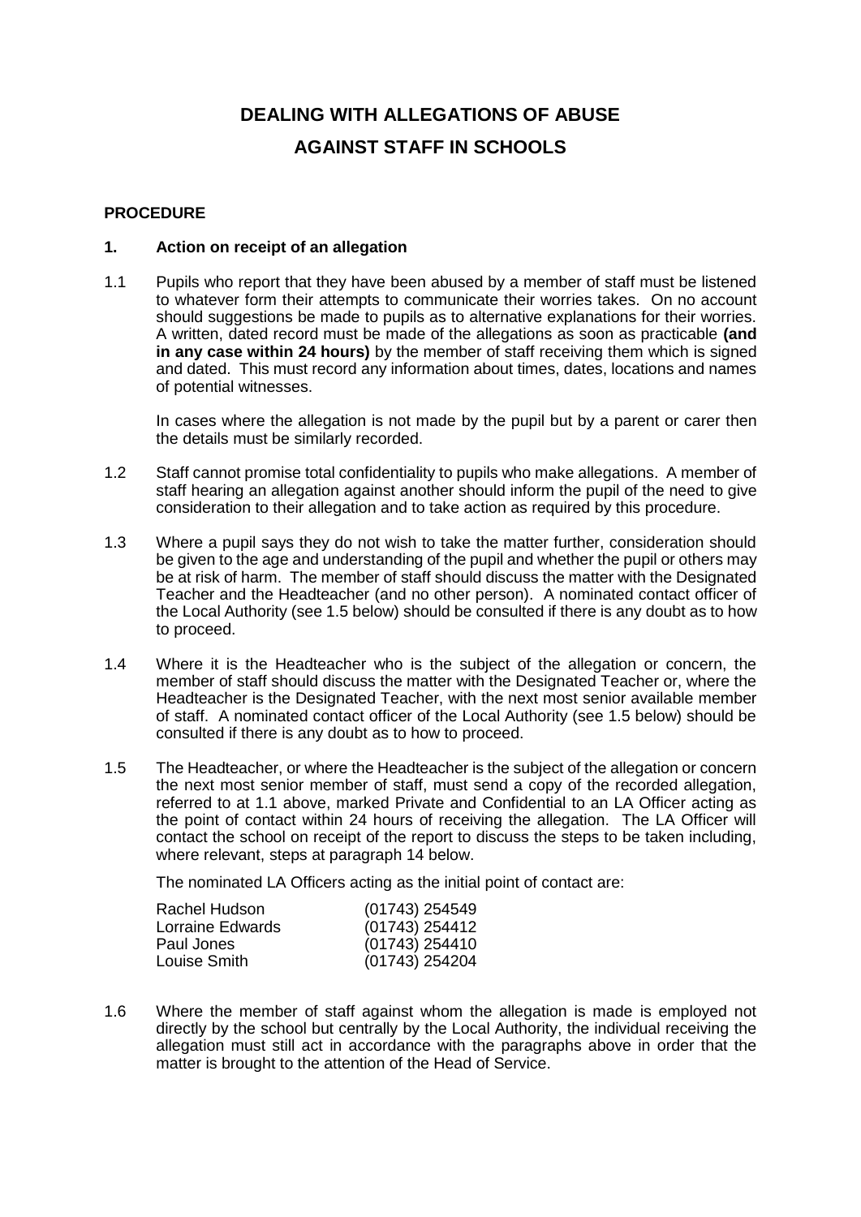# DEALING WITH ALLEGATIONS OF ABUSE AGAINST STAFF IN SCHOOLS

**PROCEDURE**

## 1. Action on receipt of an allegation

1.1 Pupils who report that they have been abused by a member of staff must be listened to whatever form their attempts to communicate their worries takes. On no account should suggestions be made to pupils as to alternative explanations for their worries. A written, dated record must be made of the allegations as soon as practicable **(and in any case within 24 hours)** by the member of staff receiving them which is signed and dated. This must record any information about times, dates, locations and names of potential witnesses.

In cases where the allegation is not made by the pupil but by a parent or carer then the details must be similarly recorded.

1.2 Staff cannot promise total confidentiality to pupils who make allegations. A member of staff hearing an allegation against another should inform the pupil of the need to give consideration to their allegation and to take action as required by this procedure.

1.3 Where a pupil says they do not wish to take the matter further, consideration should be given to the age and understanding of the pupil and whether the pupil or others may be at risk of harm. The member of staff should discuss the matter with the Designated Teacher and the Headteacher (and no other person). A nominated contact officer of the Local Authority (see 1.5 below) should be consulted if there is any doubt as to how to proceed.

1.4 Where it is the Headteacher who is the subject of the allegation or concern, the member of staff should discuss the matter with the Designated Teacher or, where the Headteacher is the Designated Teacher, with the next most senior available member of staff. A nominated contact officer of the Local Authority (see 1.5 below) should be consulted if there is any doubt as to how to proceed.

1.5 The Headteacher, or where the Headteacher is the subject of the allegation or concern the next most senior member of staff, must send a copy of the recorded allegation, referred to at 1.1 above, marked Private and Confidential to an LA Officer acting as the point of contact within 24 hours of receiving the allegation. The LA Officer will contact the school on receipt of the report to discuss the steps to be taken including, where relevant, steps at paragraph 14 below.

The nominated LA Officers acting as the initial point of contact are:

| | |
|---|---|
| Rachel Hudson | (01743) 254549 |
| Lorraine Edwards | (01743) 254412 |
| Paul Jones | (01743) 254410 |
| Louise Smith | (01743) 254204 |

1.6 Where the member of staff against whom the allegation is made is employed not directly by the school but centrally by the Local Authority, the individual receiving the allegation must still act in accordance with the paragraphs above in order that the matter is brought to the attention of the Head of Service.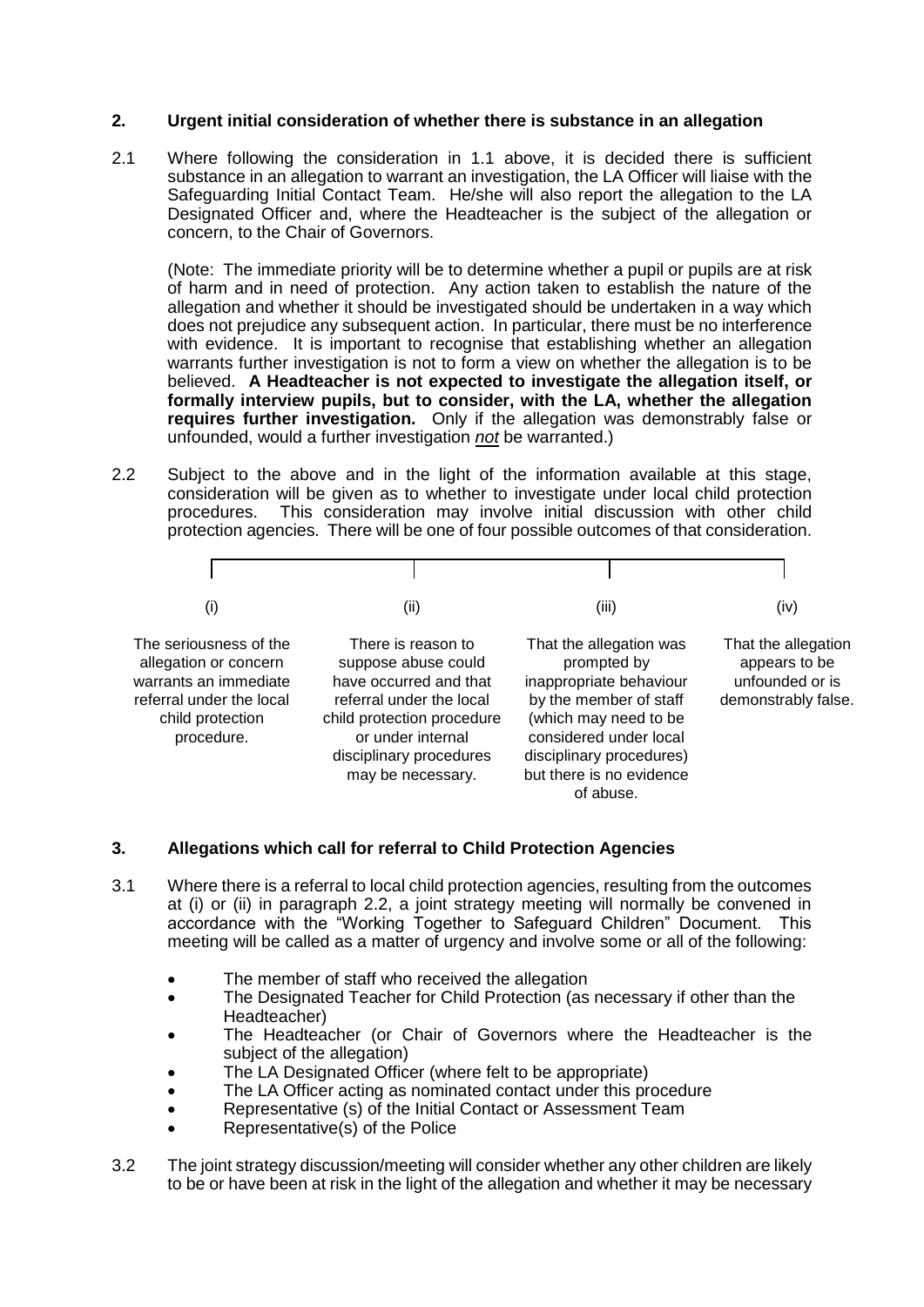## 2. Urgent initial consideration of whether there is substance in an allegation

2.1 Where following the consideration in 1.1 above, it is decided there is sufficient substance in an allegation to warrant an investigation, the LA Officer will liaise with the Safeguarding Initial Contact Team. He/she will also report the allegation to the LA Designated Officer and, where the Headteacher is the subject of the allegation or concern, to the Chair of Governors.

(Note: The immediate priority will be to determine whether a pupil or pupils are at risk of harm and in need of protection. Any action taken to establish the nature of the allegation and whether it should be investigated should be undertaken in a way which does not prejudice any subsequent action. In particular, there must be no interference with evidence. It is important to recognise that establishing whether an allegation warrants further investigation is not to form a view on whether the allegation is to be believed. **A Headteacher is not expected to investigate the allegation itself, or formally interview pupils, but to consider, with the LA, whether the allegation requires further investigation.** Only if the allegation was demonstrably false or unfounded, would a further investigation ***not*** be warranted.)

2.2 Subject to the above and in the light of the information available at this stage, consideration will be given as to whether to investigate under local child protection procedures. This consideration may involve initial discussion with other child protection agencies. There will be one of four possible outcomes of that consideration.

| (i) | (ii) | (iii) | (iv) |
|---|---|---|---|
| The seriousness of the allegation or concern warrants an immediate referral under the local child protection procedure. | There is reason to suppose abuse could have occurred and that referral under the local child protection procedure or under internal disciplinary procedures may be necessary. | That the allegation was prompted by inappropriate behaviour by the member of staff (which may need to be considered under local disciplinary procedures) but there is no evidence of abuse. | That the allegation appears to be unfounded or is demonstrably false. |

## 3. Allegations which call for referral to Child Protection Agencies

3.1 Where there is a referral to local child protection agencies, resulting from the outcomes at (i) or (ii) in paragraph 2.2, a joint strategy meeting will normally be convened in accordance with the "Working Together to Safeguard Children" Document. This meeting will be called as a matter of urgency and involve some or all of the following:

- The member of staff who received the allegation
- The Designated Teacher for Child Protection (as necessary if other than the Headteacher)
- The Headteacher (or Chair of Governors where the Headteacher is the subject of the allegation)
- The LA Designated Officer (where felt to be appropriate)
- The LA Officer acting as nominated contact under this procedure
- Representative (s) of the Initial Contact or Assessment Team
- Representative(s) of the Police

3.2 The joint strategy discussion/meeting will consider whether any other children are likely to be or have been at risk in the light of the allegation and whether it may be necessary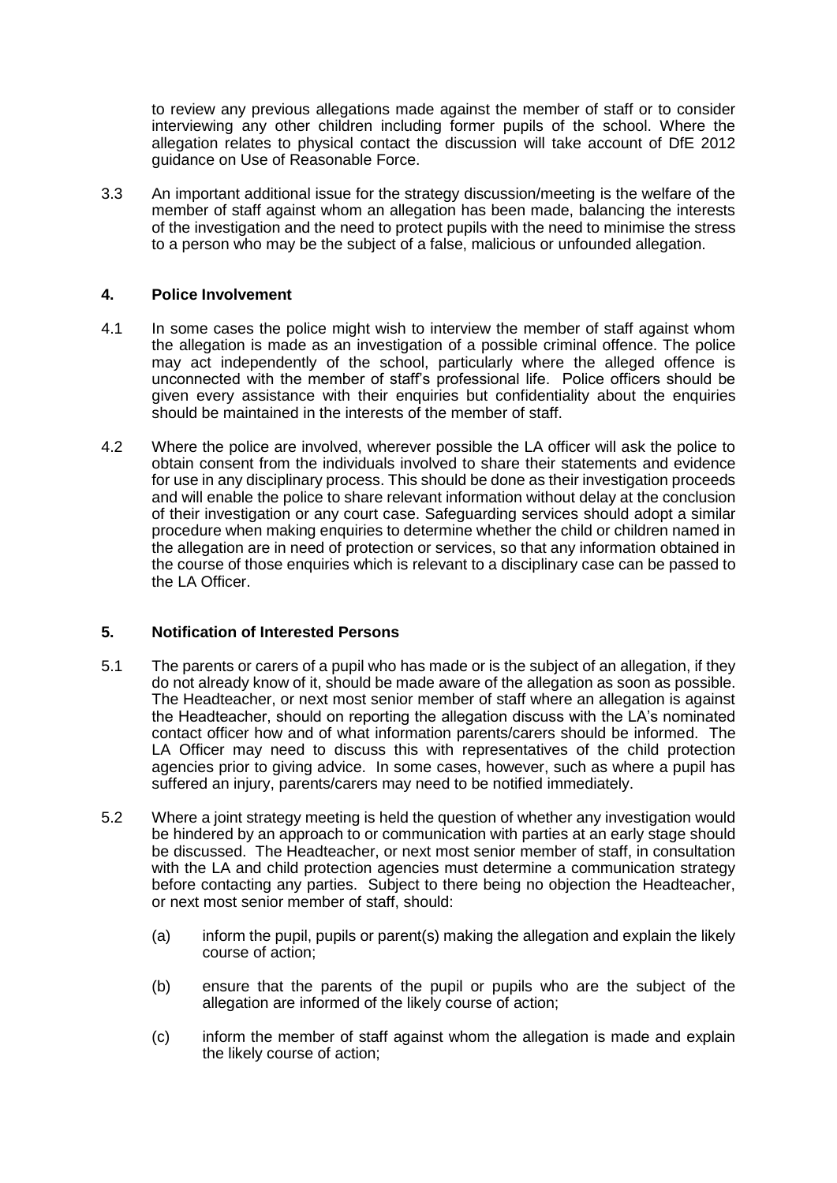to review any previous allegations made against the member of staff or to consider interviewing any other children including former pupils of the school. Where the allegation relates to physical contact the discussion will take account of DfE 2012 guidance on Use of Reasonable Force.

3.3 An important additional issue for the strategy discussion/meeting is the welfare of the member of staff against whom an allegation has been made, balancing the interests of the investigation and the need to protect pupils with the need to minimise the stress to a person who may be the subject of a false, malicious or unfounded allegation.

## 4. Police Involvement

4.1 In some cases the police might wish to interview the member of staff against whom the allegation is made as an investigation of a possible criminal offence. The police may act independently of the school, particularly where the alleged offence is unconnected with the member of staff's professional life. Police officers should be given every assistance with their enquiries but confidentiality about the enquiries should be maintained in the interests of the member of staff.

4.2 Where the police are involved, wherever possible the LA officer will ask the police to obtain consent from the individuals involved to share their statements and evidence for use in any disciplinary process. This should be done as their investigation proceeds and will enable the police to share relevant information without delay at the conclusion of their investigation or any court case. Safeguarding services should adopt a similar procedure when making enquiries to determine whether the child or children named in the allegation are in need of protection or services, so that any information obtained in the course of those enquiries which is relevant to a disciplinary case can be passed to the LA Officer.

## 5. Notification of Interested Persons

5.1 The parents or carers of a pupil who has made or is the subject of an allegation, if they do not already know of it, should be made aware of the allegation as soon as possible. The Headteacher, or next most senior member of staff where an allegation is against the Headteacher, should on reporting the allegation discuss with the LA's nominated contact officer how and of what information parents/carers should be informed. The LA Officer may need to discuss this with representatives of the child protection agencies prior to giving advice. In some cases, however, such as where a pupil has suffered an injury, parents/carers may need to be notified immediately.

5.2 Where a joint strategy meeting is held the question of whether any investigation would be hindered by an approach to or communication with parties at an early stage should be discussed. The Headteacher, or next most senior member of staff, in consultation with the LA and child protection agencies must determine a communication strategy before contacting any parties. Subject to there being no objection the Headteacher, or next most senior member of staff, should:

(a) inform the pupil, pupils or parent(s) making the allegation and explain the likely course of action;

(b) ensure that the parents of the pupil or pupils who are the subject of the allegation are informed of the likely course of action;

(c) inform the member of staff against whom the allegation is made and explain the likely course of action;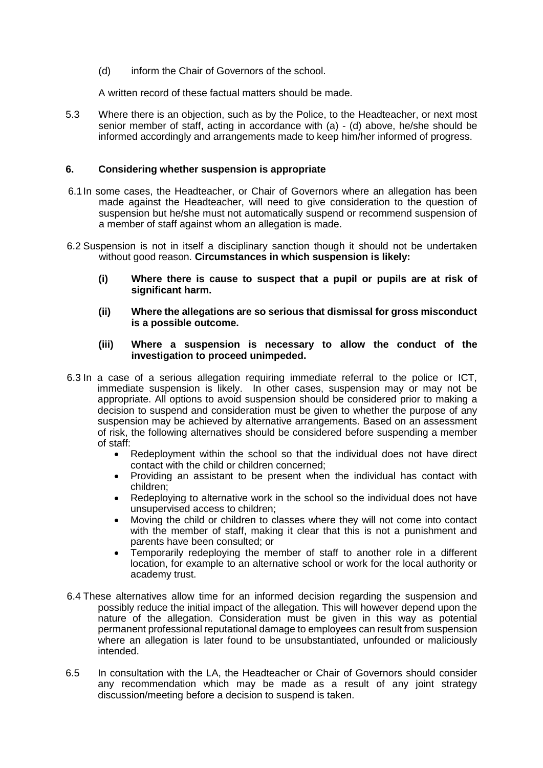(d) inform the Chair of Governors of the school.

A written record of these factual matters should be made.

5.3 Where there is an objection, such as by the Police, to the Headteacher, or next most senior member of staff, acting in accordance with (a) - (d) above, he/she should be informed accordingly and arrangements made to keep him/her informed of progress.

## 6. Considering whether suspension is appropriate

6.1 In some cases, the Headteacher, or Chair of Governors where an allegation has been made against the Headteacher, will need to give consideration to the question of suspension but he/she must not automatically suspend or recommend suspension of a member of staff against whom an allegation is made.

6.2 Suspension is not in itself a disciplinary sanction though it should not be undertaken without good reason. **Circumstances in which suspension is likely:**

**(i) Where there is cause to suspect that a pupil or pupils are at risk of significant harm.**

**(ii) Where the allegations are so serious that dismissal for gross misconduct is a possible outcome.**

**(iii) Where a suspension is necessary to allow the conduct of the investigation to proceed unimpeded.**

6.3 In a case of a serious allegation requiring immediate referral to the police or ICT, immediate suspension is likely. In other cases, suspension may or may not be appropriate. All options to avoid suspension should be considered prior to making a decision to suspend and consideration must be given to whether the purpose of any suspension may be achieved by alternative arrangements. Based on an assessment of risk, the following alternatives should be considered before suspending a member of staff:

- Redeployment within the school so that the individual does not have direct contact with the child or children concerned;
- Providing an assistant to be present when the individual has contact with children;
- Redeploying to alternative work in the school so the individual does not have unsupervised access to children;
- Moving the child or children to classes where they will not come into contact with the member of staff, making it clear that this is not a punishment and parents have been consulted; or
- Temporarily redeploying the member of staff to another role in a different location, for example to an alternative school or work for the local authority or academy trust.

6.4 These alternatives allow time for an informed decision regarding the suspension and possibly reduce the initial impact of the allegation. This will however depend upon the nature of the allegation. Consideration must be given in this way as potential permanent professional reputational damage to employees can result from suspension where an allegation is later found to be unsubstantiated, unfounded or maliciously intended.

6.5 In consultation with the LA, the Headteacher or Chair of Governors should consider any recommendation which may be made as a result of any joint strategy discussion/meeting before a decision to suspend is taken.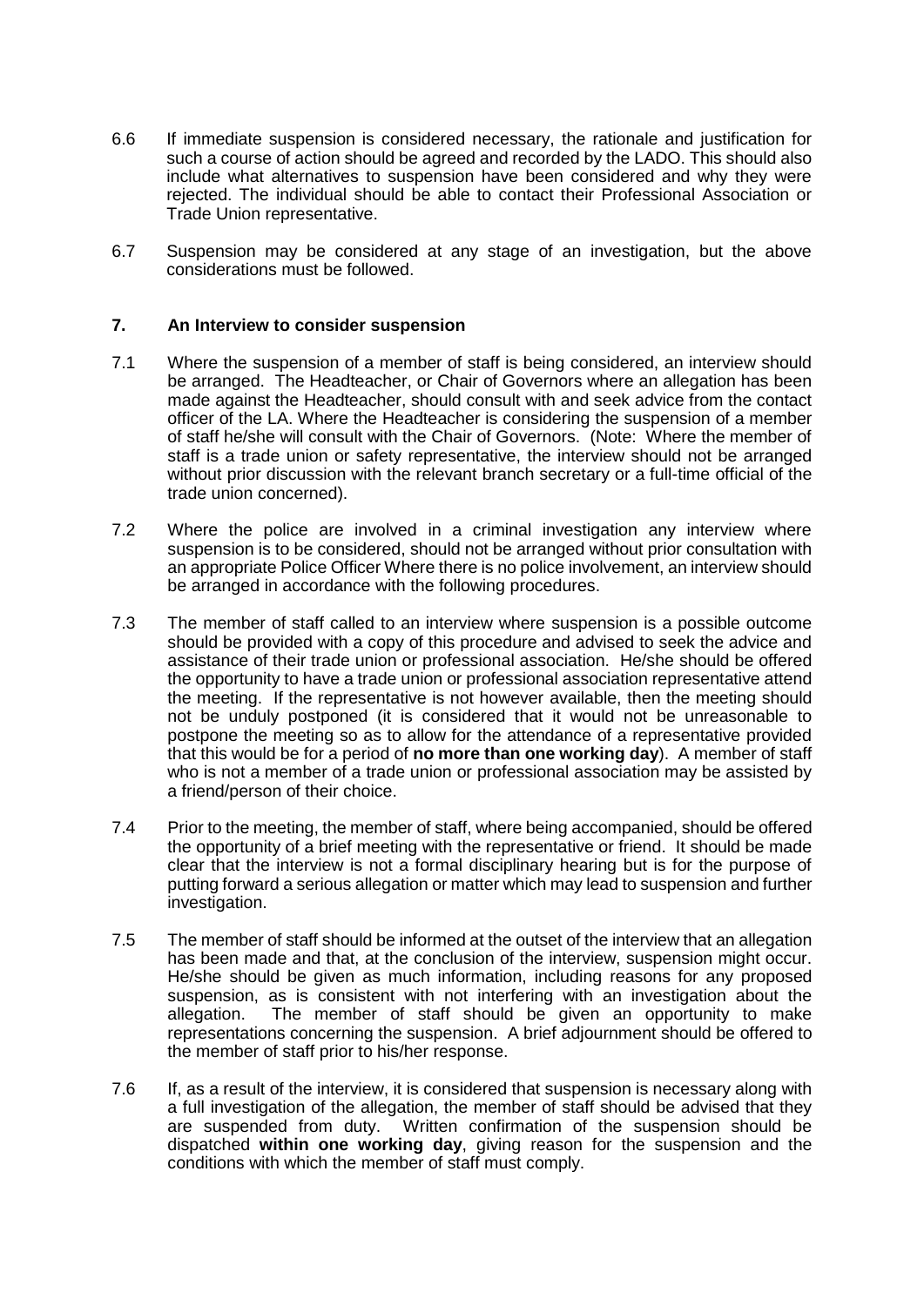6.6 If immediate suspension is considered necessary, the rationale and justification for such a course of action should be agreed and recorded by the LADO. This should also include what alternatives to suspension have been considered and why they were rejected. The individual should be able to contact their Professional Association or Trade Union representative.

6.7 Suspension may be considered at any stage of an investigation, but the above considerations must be followed.

## 7. An Interview to consider suspension

7.1 Where the suspension of a member of staff is being considered, an interview should be arranged. The Headteacher, or Chair of Governors where an allegation has been made against the Headteacher, should consult with and seek advice from the contact officer of the LA. Where the Headteacher is considering the suspension of a member of staff he/she will consult with the Chair of Governors. (Note: Where the member of staff is a trade union or safety representative, the interview should not be arranged without prior discussion with the relevant branch secretary or a full-time official of the trade union concerned).

7.2 Where the police are involved in a criminal investigation any interview where suspension is to be considered, should not be arranged without prior consultation with an appropriate Police Officer Where there is no police involvement, an interview should be arranged in accordance with the following procedures.

7.3 The member of staff called to an interview where suspension is a possible outcome should be provided with a copy of this procedure and advised to seek the advice and assistance of their trade union or professional association. He/she should be offered the opportunity to have a trade union or professional association representative attend the meeting. If the representative is not however available, then the meeting should not be unduly postponed (it is considered that it would not be unreasonable to postpone the meeting so as to allow for the attendance of a representative provided that this would be for a period of **no more than one working day**). A member of staff who is not a member of a trade union or professional association may be assisted by a friend/person of their choice.

7.4 Prior to the meeting, the member of staff, where being accompanied, should be offered the opportunity of a brief meeting with the representative or friend. It should be made clear that the interview is not a formal disciplinary hearing but is for the purpose of putting forward a serious allegation or matter which may lead to suspension and further investigation.

7.5 The member of staff should be informed at the outset of the interview that an allegation has been made and that, at the conclusion of the interview, suspension might occur. He/she should be given as much information, including reasons for any proposed suspension, as is consistent with not interfering with an investigation about the allegation. The member of staff should be given an opportunity to make representations concerning the suspension. A brief adjournment should be offered to the member of staff prior to his/her response.

7.6 If, as a result of the interview, it is considered that suspension is necessary along with a full investigation of the allegation, the member of staff should be advised that they are suspended from duty. Written confirmation of the suspension should be dispatched **within one working day**, giving reason for the suspension and the conditions with which the member of staff must comply.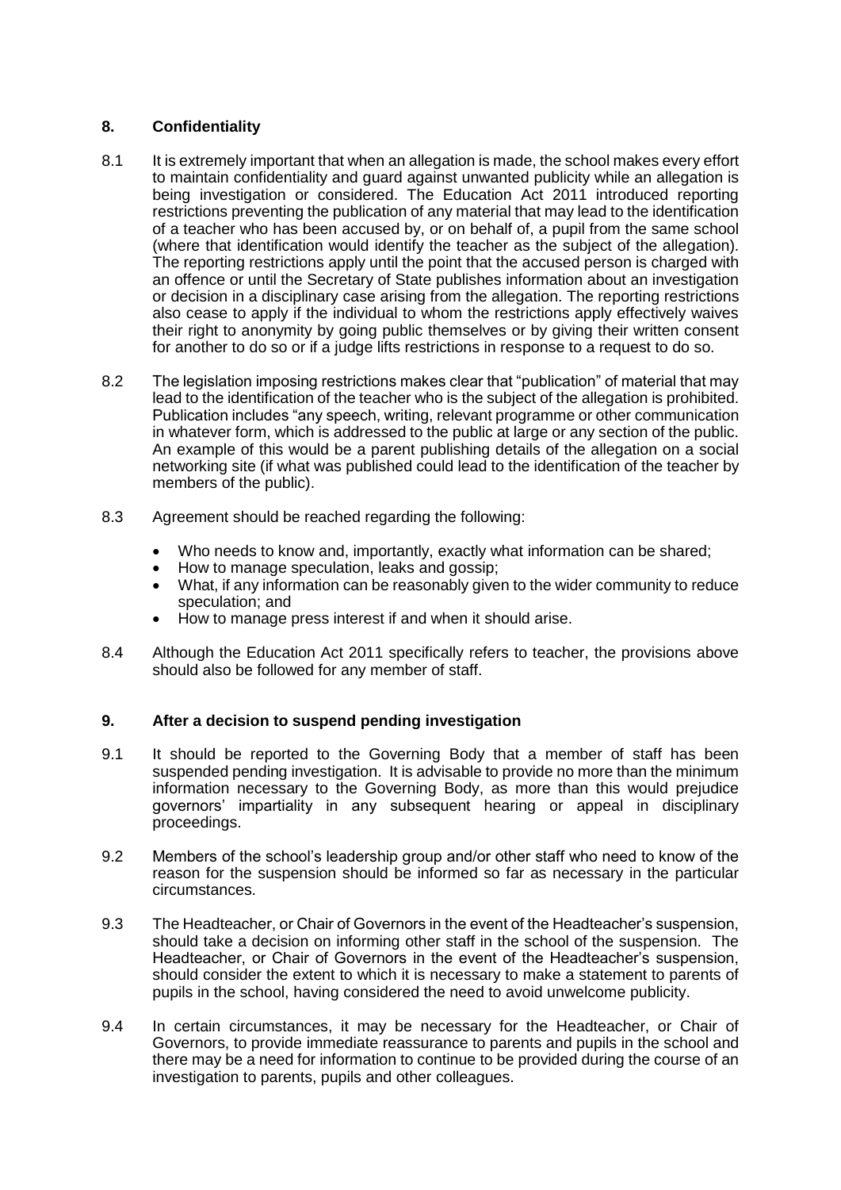## 8. Confidentiality

8.1 It is extremely important that when an allegation is made, the school makes every effort to maintain confidentiality and guard against unwanted publicity while an allegation is being investigation or considered. The Education Act 2011 introduced reporting restrictions preventing the publication of any material that may lead to the identification of a teacher who has been accused by, or on behalf of, a pupil from the same school (where that identification would identify the teacher as the subject of the allegation). The reporting restrictions apply until the point that the accused person is charged with an offence or until the Secretary of State publishes information about an investigation or decision in a disciplinary case arising from the allegation. The reporting restrictions also cease to apply if the individual to whom the restrictions apply effectively waives their right to anonymity by going public themselves or by giving their written consent for another to do so or if a judge lifts restrictions in response to a request to do so.

8.2 The legislation imposing restrictions makes clear that "publication" of material that may lead to the identification of the teacher who is the subject of the allegation is prohibited. Publication includes "any speech, writing, relevant programme or other communication in whatever form, which is addressed to the public at large or any section of the public. An example of this would be a parent publishing details of the allegation on a social networking site (if what was published could lead to the identification of the teacher by members of the public).

8.3 Agreement should be reached regarding the following:

- Who needs to know and, importantly, exactly what information can be shared;
- How to manage speculation, leaks and gossip;
- What, if any information can be reasonably given to the wider community to reduce speculation; and
- How to manage press interest if and when it should arise.

8.4 Although the Education Act 2011 specifically refers to teacher, the provisions above should also be followed for any member of staff.

## 9. After a decision to suspend pending investigation

9.1 It should be reported to the Governing Body that a member of staff has been suspended pending investigation. It is advisable to provide no more than the minimum information necessary to the Governing Body, as more than this would prejudice governors' impartiality in any subsequent hearing or appeal in disciplinary proceedings.

9.2 Members of the school's leadership group and/or other staff who need to know of the reason for the suspension should be informed so far as necessary in the particular circumstances.

9.3 The Headteacher, or Chair of Governors in the event of the Headteacher's suspension, should take a decision on informing other staff in the school of the suspension. The Headteacher, or Chair of Governors in the event of the Headteacher's suspension, should consider the extent to which it is necessary to make a statement to parents of pupils in the school, having considered the need to avoid unwelcome publicity.

9.4 In certain circumstances, it may be necessary for the Headteacher, or Chair of Governors, to provide immediate reassurance to parents and pupils in the school and there may be a need for information to continue to be provided during the course of an investigation to parents, pupils and other colleagues.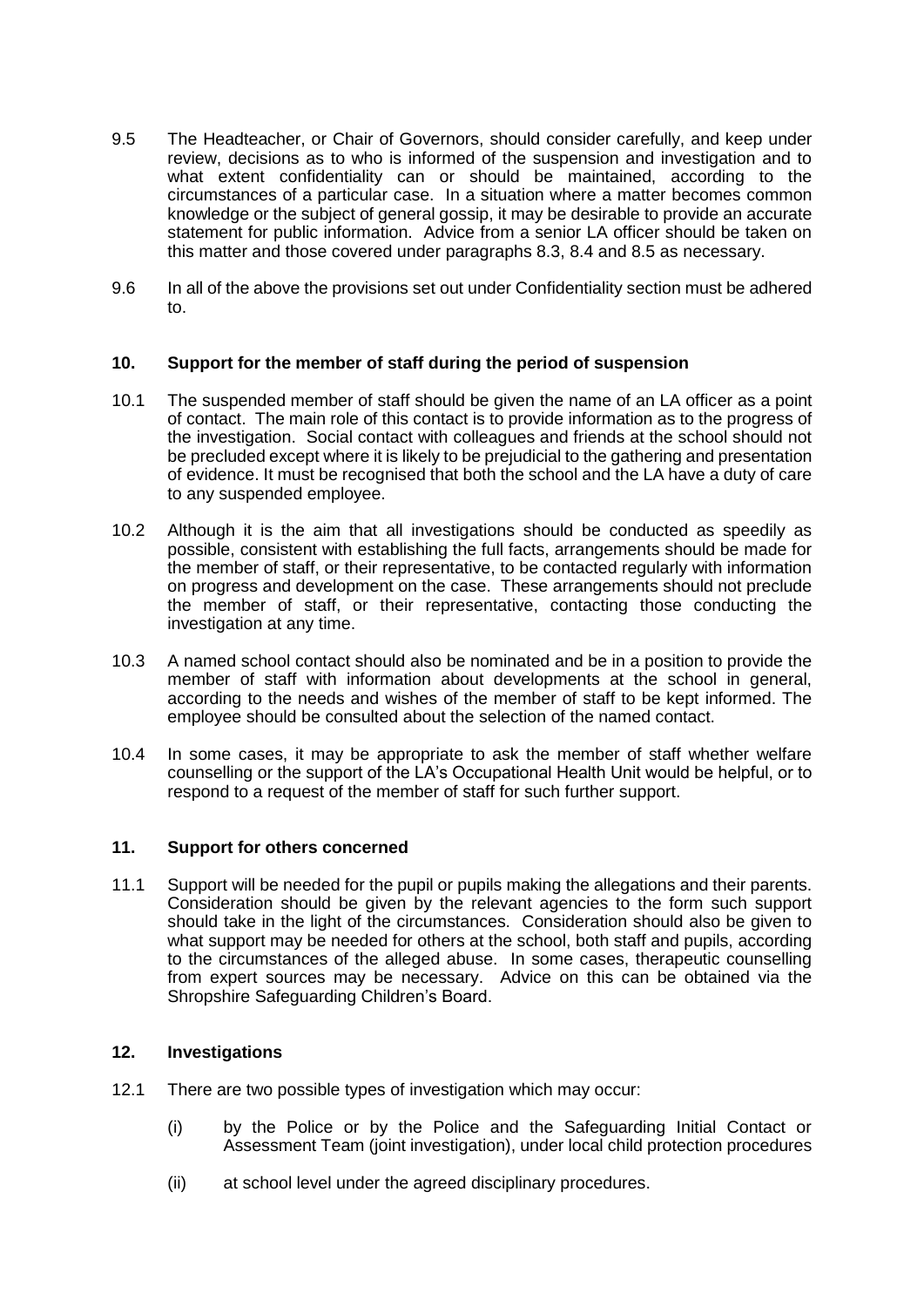9.5 The Headteacher, or Chair of Governors, should consider carefully, and keep under review, decisions as to who is informed of the suspension and investigation and to what extent confidentiality can or should be maintained, according to the circumstances of a particular case. In a situation where a matter becomes common knowledge or the subject of general gossip, it may be desirable to provide an accurate statement for public information. Advice from a senior LA officer should be taken on this matter and those covered under paragraphs 8.3, 8.4 and 8.5 as necessary.

9.6 In all of the above the provisions set out under Confidentiality section must be adhered to.

## 10. Support for the member of staff during the period of suspension

10.1 The suspended member of staff should be given the name of an LA officer as a point of contact. The main role of this contact is to provide information as to the progress of the investigation. Social contact with colleagues and friends at the school should not be precluded except where it is likely to be prejudicial to the gathering and presentation of evidence. It must be recognised that both the school and the LA have a duty of care to any suspended employee.

10.2 Although it is the aim that all investigations should be conducted as speedily as possible, consistent with establishing the full facts, arrangements should be made for the member of staff, or their representative, to be contacted regularly with information on progress and development on the case. These arrangements should not preclude the member of staff, or their representative, contacting those conducting the investigation at any time.

10.3 A named school contact should also be nominated and be in a position to provide the member of staff with information about developments at the school in general, according to the needs and wishes of the member of staff to be kept informed. The employee should be consulted about the selection of the named contact.

10.4 In some cases, it may be appropriate to ask the member of staff whether welfare counselling or the support of the LA's Occupational Health Unit would be helpful, or to respond to a request of the member of staff for such further support.

## 11. Support for others concerned

11.1 Support will be needed for the pupil or pupils making the allegations and their parents. Consideration should be given by the relevant agencies to the form such support should take in the light of the circumstances. Consideration should also be given to what support may be needed for others at the school, both staff and pupils, according to the circumstances of the alleged abuse. In some cases, therapeutic counselling from expert sources may be necessary. Advice on this can be obtained via the Shropshire Safeguarding Children's Board.

## 12. Investigations

12.1 There are two possible types of investigation which may occur:

(i) by the Police or by the Police and the Safeguarding Initial Contact or Assessment Team (joint investigation), under local child protection procedures

(ii) at school level under the agreed disciplinary procedures.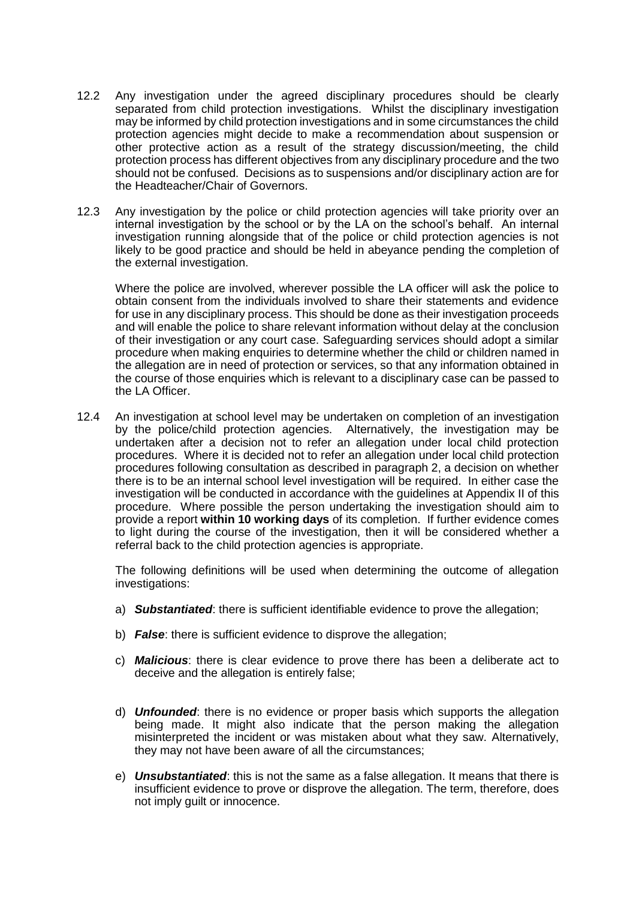12.2 Any investigation under the agreed disciplinary procedures should be clearly separated from child protection investigations. Whilst the disciplinary investigation may be informed by child protection investigations and in some circumstances the child protection agencies might decide to make a recommendation about suspension or other protective action as a result of the strategy discussion/meeting, the child protection process has different objectives from any disciplinary procedure and the two should not be confused. Decisions as to suspensions and/or disciplinary action are for the Headteacher/Chair of Governors.

12.3 Any investigation by the police or child protection agencies will take priority over an internal investigation by the school or by the LA on the school's behalf. An internal investigation running alongside that of the police or child protection agencies is not likely to be good practice and should be held in abeyance pending the completion of the external investigation.

Where the police are involved, wherever possible the LA officer will ask the police to obtain consent from the individuals involved to share their statements and evidence for use in any disciplinary process. This should be done as their investigation proceeds and will enable the police to share relevant information without delay at the conclusion of their investigation or any court case. Safeguarding services should adopt a similar procedure when making enquiries to determine whether the child or children named in the allegation are in need of protection or services, so that any information obtained in the course of those enquiries which is relevant to a disciplinary case can be passed to the LA Officer.

12.4 An investigation at school level may be undertaken on completion of an investigation by the police/child protection agencies. Alternatively, the investigation may be undertaken after a decision not to refer an allegation under local child protection procedures. Where it is decided not to refer an allegation under local child protection procedures following consultation as described in paragraph 2, a decision on whether there is to be an internal school level investigation will be required. In either case the investigation will be conducted in accordance with the guidelines at Appendix II of this procedure. Where possible the person undertaking the investigation should aim to provide a report **within 10 working days** of its completion. If further evidence comes to light during the course of the investigation, then it will be considered whether a referral back to the child protection agencies is appropriate.

The following definitions will be used when determining the outcome of allegation investigations:

a) ***Substantiated***: there is sufficient identifiable evidence to prove the allegation;

b) ***False***: there is sufficient evidence to disprove the allegation;

c) ***Malicious***: there is clear evidence to prove there has been a deliberate act to deceive and the allegation is entirely false;

d) ***Unfounded***: there is no evidence or proper basis which supports the allegation being made. It might also indicate that the person making the allegation misinterpreted the incident or was mistaken about what they saw. Alternatively, they may not have been aware of all the circumstances;

e) ***Unsubstantiated***: this is not the same as a false allegation. It means that there is insufficient evidence to prove or disprove the allegation. The term, therefore, does not imply guilt or innocence.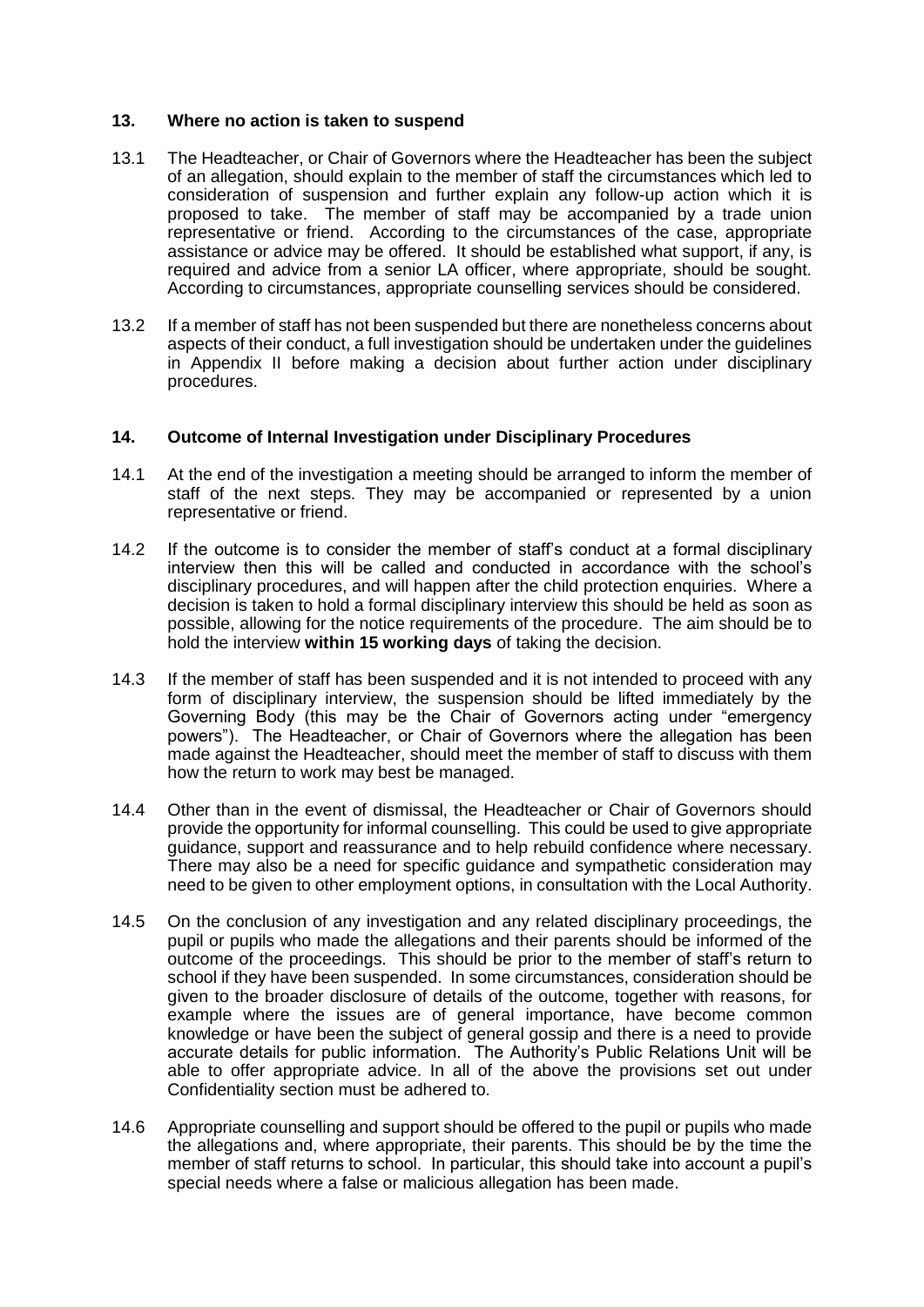## 13. Where no action is taken to suspend

13.1 The Headteacher, or Chair of Governors where the Headteacher has been the subject of an allegation, should explain to the member of staff the circumstances which led to consideration of suspension and further explain any follow-up action which it is proposed to take. The member of staff may be accompanied by a trade union representative or friend. According to the circumstances of the case, appropriate assistance or advice may be offered. It should be established what support, if any, is required and advice from a senior LA officer, where appropriate, should be sought. According to circumstances, appropriate counselling services should be considered.

13.2 If a member of staff has not been suspended but there are nonetheless concerns about aspects of their conduct, a full investigation should be undertaken under the guidelines in Appendix II before making a decision about further action under disciplinary procedures.

## 14. Outcome of Internal Investigation under Disciplinary Procedures

14.1 At the end of the investigation a meeting should be arranged to inform the member of staff of the next steps. They may be accompanied or represented by a union representative or friend.

14.2 If the outcome is to consider the member of staff's conduct at a formal disciplinary interview then this will be called and conducted in accordance with the school's disciplinary procedures, and will happen after the child protection enquiries. Where a decision is taken to hold a formal disciplinary interview this should be held as soon as possible, allowing for the notice requirements of the procedure. The aim should be to hold the interview **within 15 working days** of taking the decision.

14.3 If the member of staff has been suspended and it is not intended to proceed with any form of disciplinary interview, the suspension should be lifted immediately by the Governing Body (this may be the Chair of Governors acting under "emergency powers"). The Headteacher, or Chair of Governors where the allegation has been made against the Headteacher, should meet the member of staff to discuss with them how the return to work may best be managed.

14.4 Other than in the event of dismissal, the Headteacher or Chair of Governors should provide the opportunity for informal counselling. This could be used to give appropriate guidance, support and reassurance and to help rebuild confidence where necessary. There may also be a need for specific guidance and sympathetic consideration may need to be given to other employment options, in consultation with the Local Authority.

14.5 On the conclusion of any investigation and any related disciplinary proceedings, the pupil or pupils who made the allegations and their parents should be informed of the outcome of the proceedings. This should be prior to the member of staff's return to school if they have been suspended. In some circumstances, consideration should be given to the broader disclosure of details of the outcome, together with reasons, for example where the issues are of general importance, have become common knowledge or have been the subject of general gossip and there is a need to provide accurate details for public information. The Authority's Public Relations Unit will be able to offer appropriate advice. In all of the above the provisions set out under Confidentiality section must be adhered to.

14.6 Appropriate counselling and support should be offered to the pupil or pupils who made the allegations and, where appropriate, their parents. This should be by the time the member of staff returns to school. In particular, this should take into account a pupil's special needs where a false or malicious allegation has been made.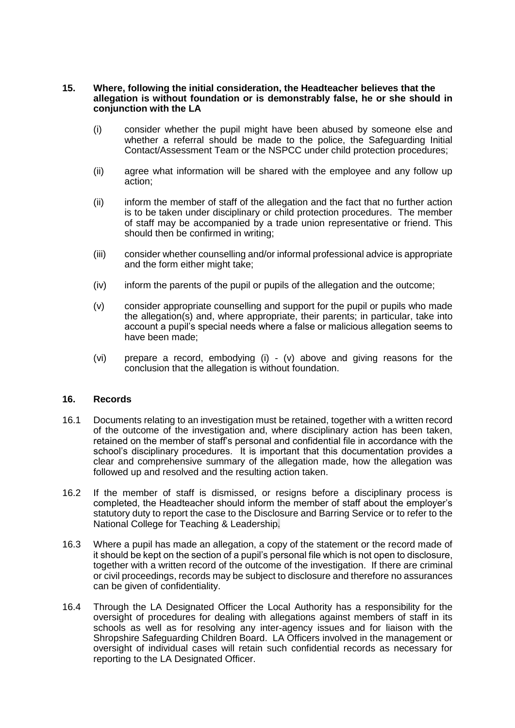**15. Where, following the initial consideration, the Headteacher believes that the allegation is without foundation or is demonstrably false, he or she should in conjunction with the LA**

(i) consider whether the pupil might have been abused by someone else and whether a referral should be made to the police, the Safeguarding Initial Contact/Assessment Team or the NSPCC under child protection procedures;

(ii) agree what information will be shared with the employee and any follow up action;

(ii) inform the member of staff of the allegation and the fact that no further action is to be taken under disciplinary or child protection procedures. The member of staff may be accompanied by a trade union representative or friend. This should then be confirmed in writing;

(iii) consider whether counselling and/or informal professional advice is appropriate and the form either might take;

(iv) inform the parents of the pupil or pupils of the allegation and the outcome;

(v) consider appropriate counselling and support for the pupil or pupils who made the allegation(s) and, where appropriate, their parents; in particular, take into account a pupil's special needs where a false or malicious allegation seems to have been made;

(vi) prepare a record, embodying (i) - (v) above and giving reasons for the conclusion that the allegation is without foundation.

## 16. Records

16.1 Documents relating to an investigation must be retained, together with a written record of the outcome of the investigation and, where disciplinary action has been taken, retained on the member of staff's personal and confidential file in accordance with the school's disciplinary procedures. It is important that this documentation provides a clear and comprehensive summary of the allegation made, how the allegation was followed up and resolved and the resulting action taken.

16.2 If the member of staff is dismissed, or resigns before a disciplinary process is completed, the Headteacher should inform the member of staff about the employer's statutory duty to report the case to the Disclosure and Barring Service or to refer to the National College for Teaching & Leadership.

16.3 Where a pupil has made an allegation, a copy of the statement or the record made of it should be kept on the section of a pupil's personal file which is not open to disclosure, together with a written record of the outcome of the investigation. If there are criminal or civil proceedings, records may be subject to disclosure and therefore no assurances can be given of confidentiality.

16.4 Through the LA Designated Officer the Local Authority has a responsibility for the oversight of procedures for dealing with allegations against members of staff in its schools as well as for resolving any inter-agency issues and for liaison with the Shropshire Safeguarding Children Board. LA Officers involved in the management or oversight of individual cases will retain such confidential records as necessary for reporting to the LA Designated Officer.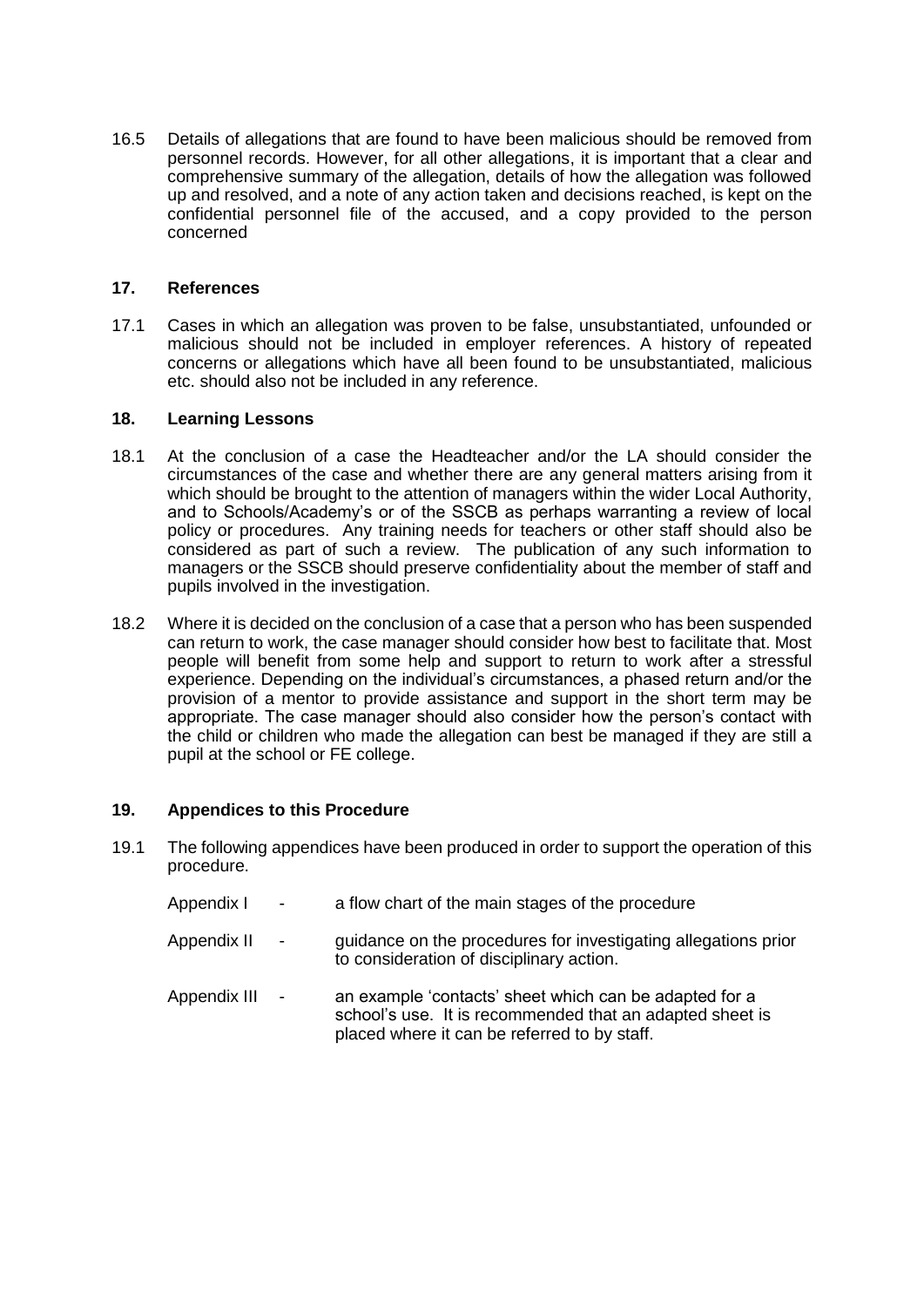16.5 Details of allegations that are found to have been malicious should be removed from personnel records. However, for all other allegations, it is important that a clear and comprehensive summary of the allegation, details of how the allegation was followed up and resolved, and a note of any action taken and decisions reached, is kept on the confidential personnel file of the accused, and a copy provided to the person concerned

## 17. References

17.1 Cases in which an allegation was proven to be false, unsubstantiated, unfounded or malicious should not be included in employer references. A history of repeated concerns or allegations which have all been found to be unsubstantiated, malicious etc. should also not be included in any reference.

## 18. Learning Lessons

18.1 At the conclusion of a case the Headteacher and/or the LA should consider the circumstances of the case and whether there are any general matters arising from it which should be brought to the attention of managers within the wider Local Authority, and to Schools/Academy's or of the SSCB as perhaps warranting a review of local policy or procedures. Any training needs for teachers or other staff should also be considered as part of such a review. The publication of any such information to managers or the SSCB should preserve confidentiality about the member of staff and pupils involved in the investigation.

18.2 Where it is decided on the conclusion of a case that a person who has been suspended can return to work, the case manager should consider how best to facilitate that. Most people will benefit from some help and support to return to work after a stressful experience. Depending on the individual's circumstances, a phased return and/or the provision of a mentor to provide assistance and support in the short term may be appropriate. The case manager should also consider how the person's contact with the child or children who made the allegation can best be managed if they are still a pupil at the school or FE college.

## 19. Appendices to this Procedure

19.1 The following appendices have been produced in order to support the operation of this procedure.

Appendix I - a flow chart of the main stages of the procedure

Appendix II - guidance on the procedures for investigating allegations prior to consideration of disciplinary action.

Appendix III - an example 'contacts' sheet which can be adapted for a school's use. It is recommended that an adapted sheet is placed where it can be referred to by staff.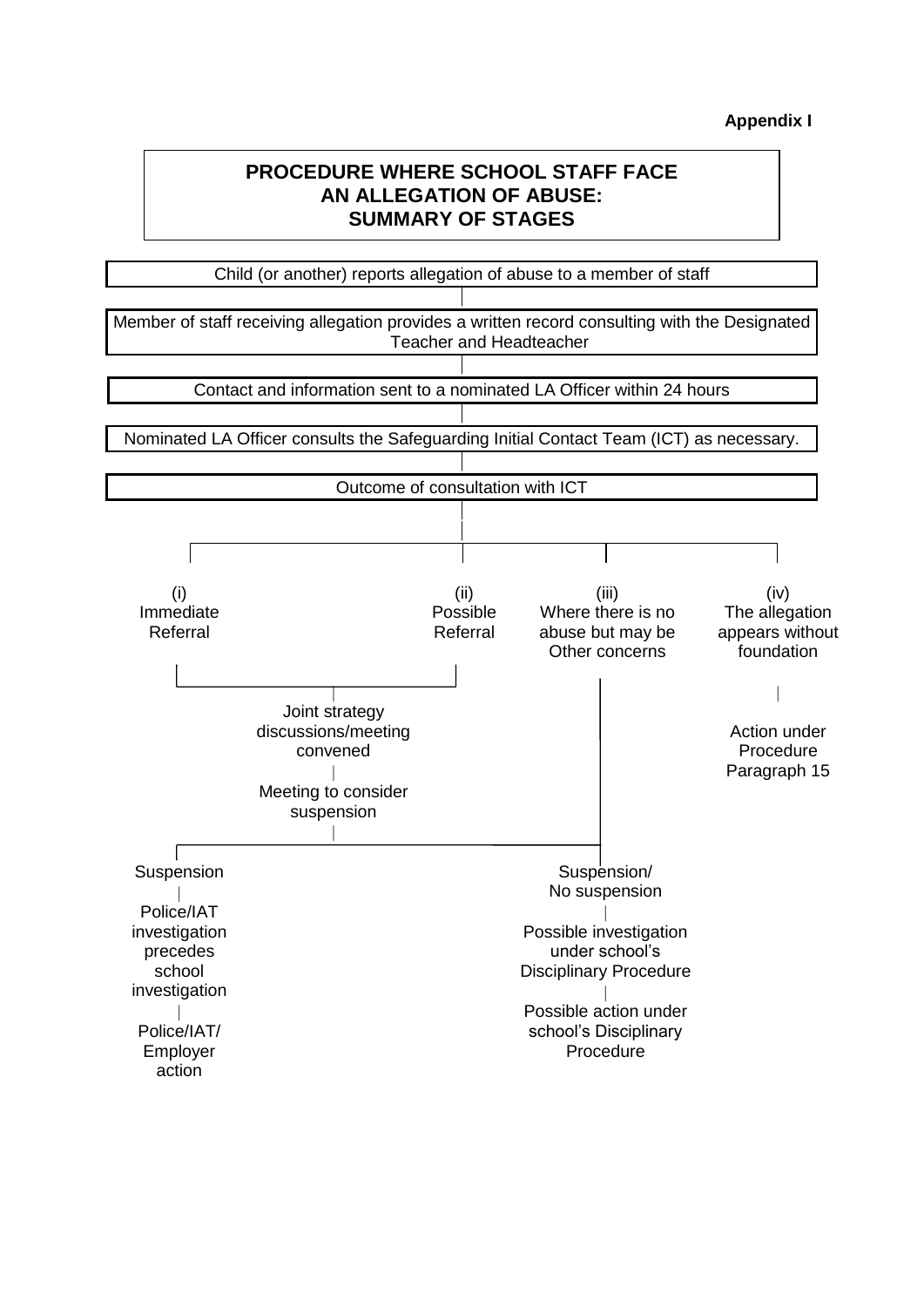**Appendix I**

# PROCEDURE WHERE SCHOOL STAFF FACE AN ALLEGATION OF ABUSE: SUMMARY OF STAGES

Child (or another) reports allegation of abuse to a member of staff

Member of staff receiving allegation provides a written record consulting with the Designated Teacher and Headteacher

Contact and information sent to a nominated LA Officer within 24 hours

Nominated LA Officer consults the Safeguarding Initial Contact Team (ICT) as necessary.

Outcome of consultation with ICT

(i) Immediate Referral

(ii) Possible Referral

(iii) Where there is no abuse but may be Other concerns

(iv) The allegation appears without foundation

Joint strategy discussions/meeting convened

Meeting to consider suspension

Action under Procedure Paragraph 15

Suspension

Police/IAT investigation precedes school investigation

Police/IAT/ Employer action

Suspension/ No suspension

Possible investigation under school's Disciplinary Procedure

Possible action under school's Disciplinary Procedure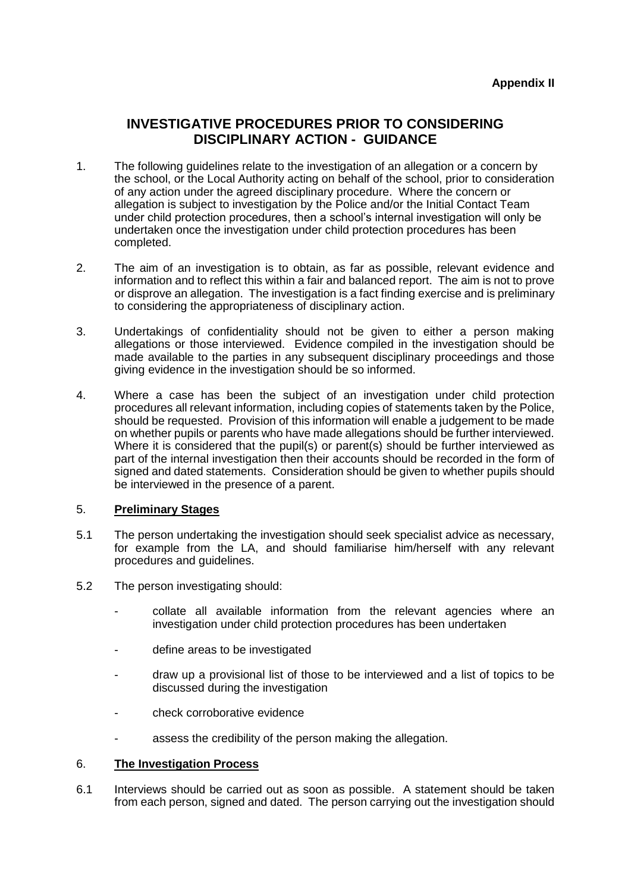**Appendix II**

## INVESTIGATIVE PROCEDURES PRIOR TO CONSIDERING DISCIPLINARY ACTION - GUIDANCE

1. The following guidelines relate to the investigation of an allegation or a concern by the school, or the Local Authority acting on behalf of the school, prior to consideration of any action under the agreed disciplinary procedure. Where the concern or allegation is subject to investigation by the Police and/or the Initial Contact Team under child protection procedures, then a school's internal investigation will only be undertaken once the investigation under child protection procedures has been completed.

2. The aim of an investigation is to obtain, as far as possible, relevant evidence and information and to reflect this within a fair and balanced report. The aim is not to prove or disprove an allegation. The investigation is a fact finding exercise and is preliminary to considering the appropriateness of disciplinary action.

3. Undertakings of confidentiality should not be given to either a person making allegations or those interviewed. Evidence compiled in the investigation should be made available to the parties in any subsequent disciplinary proceedings and those giving evidence in the investigation should be so informed.

4. Where a case has been the subject of an investigation under child protection procedures all relevant information, including copies of statements taken by the Police, should be requested. Provision of this information will enable a judgement to be made on whether pupils or parents who have made allegations should be further interviewed. Where it is considered that the pupil(s) or parent(s) should be further interviewed as part of the internal investigation then their accounts should be recorded in the form of signed and dated statements. Consideration should be given to whether pupils should be interviewed in the presence of a parent.

### 5. Preliminary Stages

5.1 The person undertaking the investigation should seek specialist advice as necessary, for example from the LA, and should familiarise him/herself with any relevant procedures and guidelines.

5.2 The person investigating should:

- collate all available information from the relevant agencies where an investigation under child protection procedures has been undertaken
- define areas to be investigated
- draw up a provisional list of those to be interviewed and a list of topics to be discussed during the investigation
- check corroborative evidence
- assess the credibility of the person making the allegation.

### 6. The Investigation Process

6.1 Interviews should be carried out as soon as possible. A statement should be taken from each person, signed and dated. The person carrying out the investigation should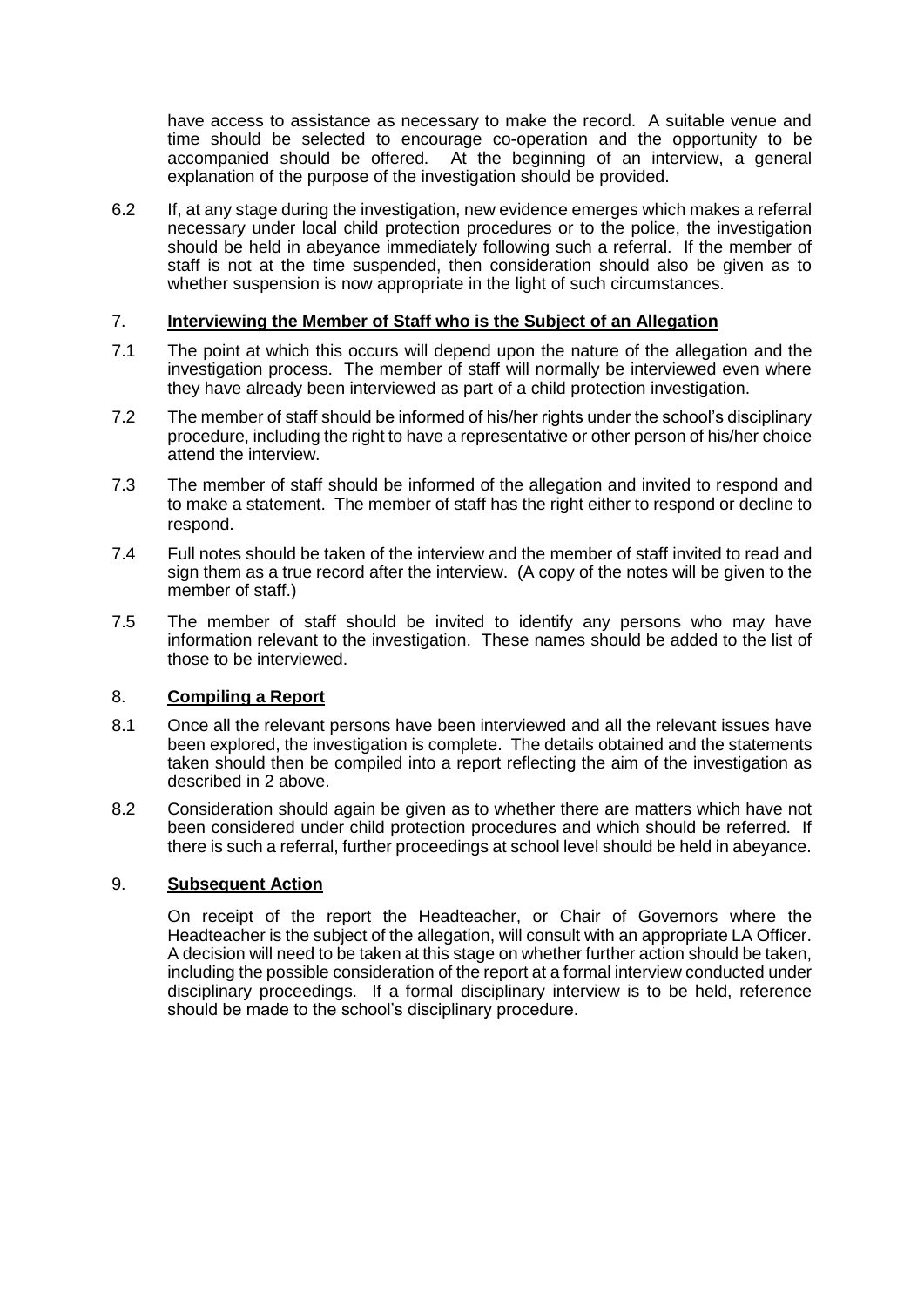have access to assistance as necessary to make the record. A suitable venue and time should be selected to encourage co-operation and the opportunity to be accompanied should be offered. At the beginning of an interview, a general explanation of the purpose of the investigation should be provided.

6.2 If, at any stage during the investigation, new evidence emerges which makes a referral necessary under local child protection procedures or to the police, the investigation should be held in abeyance immediately following such a referral. If the member of staff is not at the time suspended, then consideration should also be given as to whether suspension is now appropriate in the light of such circumstances.

## 7. **Interviewing the Member of Staff who is the Subject of an Allegation**

7.1 The point at which this occurs will depend upon the nature of the allegation and the investigation process. The member of staff will normally be interviewed even where they have already been interviewed as part of a child protection investigation.

7.2 The member of staff should be informed of his/her rights under the school's disciplinary procedure, including the right to have a representative or other person of his/her choice attend the interview.

7.3 The member of staff should be informed of the allegation and invited to respond and to make a statement. The member of staff has the right either to respond or decline to respond.

7.4 Full notes should be taken of the interview and the member of staff invited to read and sign them as a true record after the interview. (A copy of the notes will be given to the member of staff.)

7.5 The member of staff should be invited to identify any persons who may have information relevant to the investigation. These names should be added to the list of those to be interviewed.

## 8. **Compiling a Report**

8.1 Once all the relevant persons have been interviewed and all the relevant issues have been explored, the investigation is complete. The details obtained and the statements taken should then be compiled into a report reflecting the aim of the investigation as described in 2 above.

8.2 Consideration should again be given as to whether there are matters which have not been considered under child protection procedures and which should be referred. If there is such a referral, further proceedings at school level should be held in abeyance.

## 9. **Subsequent Action**

On receipt of the report the Headteacher, or Chair of Governors where the Headteacher is the subject of the allegation, will consult with an appropriate LA Officer. A decision will need to be taken at this stage on whether further action should be taken, including the possible consideration of the report at a formal interview conducted under disciplinary proceedings. If a formal disciplinary interview is to be held, reference should be made to the school's disciplinary procedure.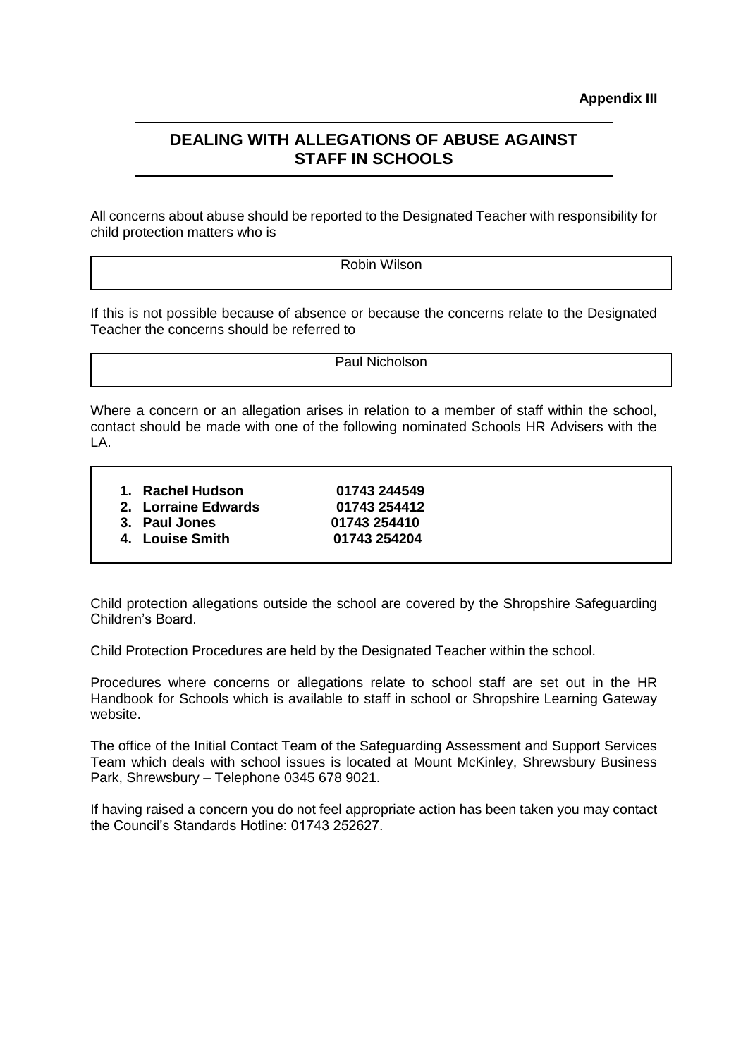**Appendix III**

# DEALING WITH ALLEGATIONS OF ABUSE AGAINST STAFF IN SCHOOLS

All concerns about abuse should be reported to the Designated Teacher with responsibility for child protection matters who is

Robin Wilson

If this is not possible because of absence or because the concerns relate to the Designated Teacher the concerns should be referred to

Paul Nicholson

Where a concern or an allegation arises in relation to a member of staff within the school, contact should be made with one of the following nominated Schools HR Advisers with the LA.

1. **Rachel Hudson** **01743 244549**
2. **Lorraine Edwards** **01743 254412**
3. **Paul Jones** **01743 254410**
4. **Louise Smith** **01743 254204**

Child protection allegations outside the school are covered by the Shropshire Safeguarding Children's Board.

Child Protection Procedures are held by the Designated Teacher within the school.

Procedures where concerns or allegations relate to school staff are set out in the HR Handbook for Schools which is available to staff in school or Shropshire Learning Gateway website.

The office of the Initial Contact Team of the Safeguarding Assessment and Support Services Team which deals with school issues is located at Mount McKinley, Shrewsbury Business Park, Shrewsbury – Telephone 0345 678 9021.

If having raised a concern you do not feel appropriate action has been taken you may contact the Council's Standards Hotline: 01743 252627.